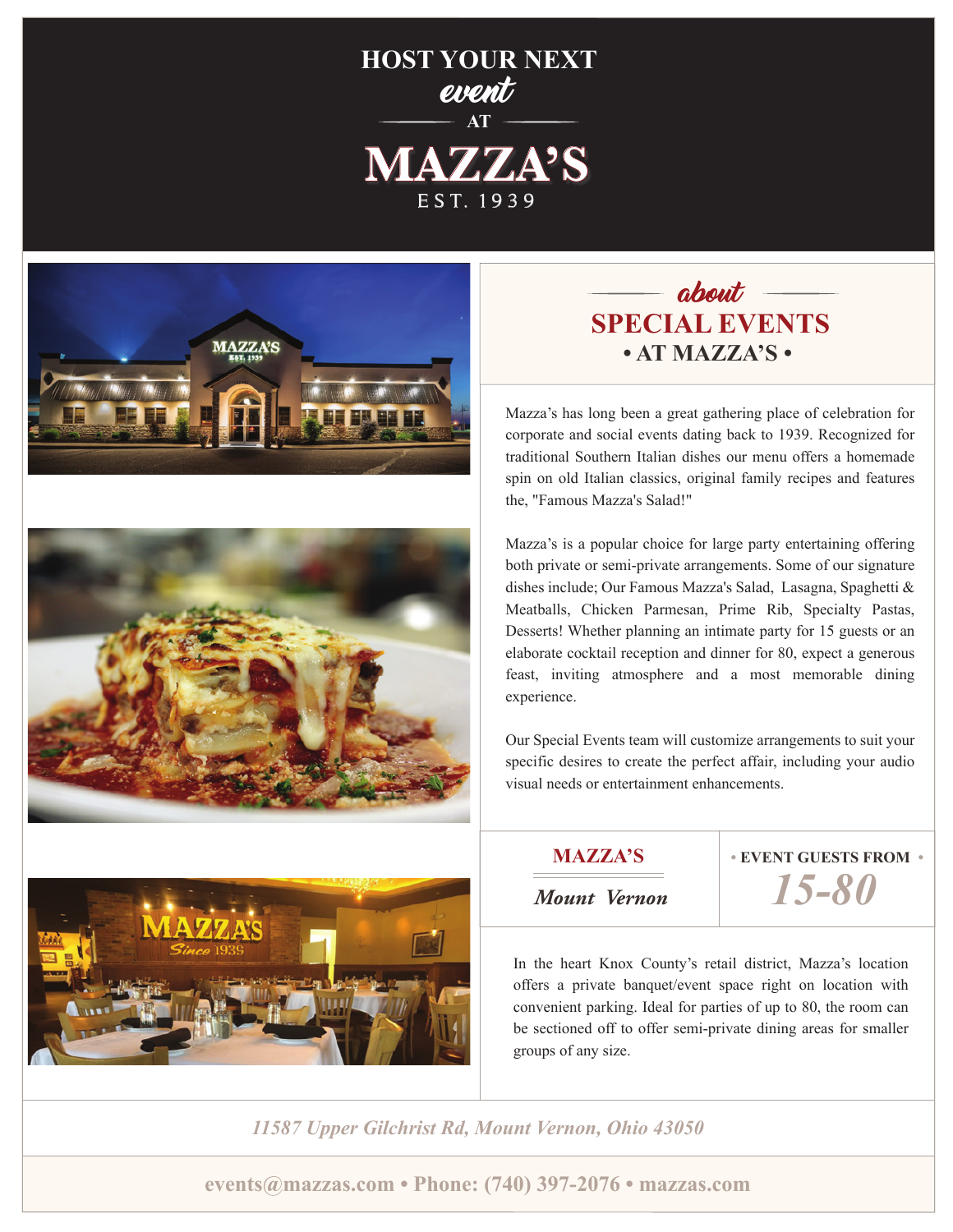# HOST YOUR NEXT *event* AT MAZZA'S

EST. 1939

## *about* SPECIAL EVENTS

### • AT MAZZA'S •

Mazza's has long been a great gathering place of celebration for corporate and social events dating back to 1939. Recognized for traditional Southern Italian dishes our menu offers a homemade spin on old Italian classics, original family recipes and features the, "Famous Mazza's Salad!"

Mazza's is a popular choice for large party entertaining offering both private or semi-private arrangements. Some of our signature dishes include; Our Famous Mazza's Salad, Lasagna, Spaghetti & Meatballs, Chicken Parmesan, Prime Rib, Specialty Pastas, Desserts! Whether planning an intimate party for 15 guests or an elaborate cocktail reception and dinner for 80, expect a generous feast, inviting atmosphere and a most memorable dining experience.

Our Special Events team will customize arrangements to suit your specific desires to create the perfect affair, including your audio visual needs or entertainment enhancements.

**MAZZA'S**

***Mount Vernon***

**• EVENT GUESTS FROM •**

***15-80***

In the heart Knox County's retail district, Mazza's location offers a private banquet/event space right on location with convenient parking. Ideal for parties of up to 80, the room can be sectioned off to offer semi-private dining areas for smaller groups of any size.

*11587 Upper Gilchrist Rd, Mount Vernon, Ohio 43050*

**events@mazzas.com • Phone: (740) 397-2076 • mazzas.com**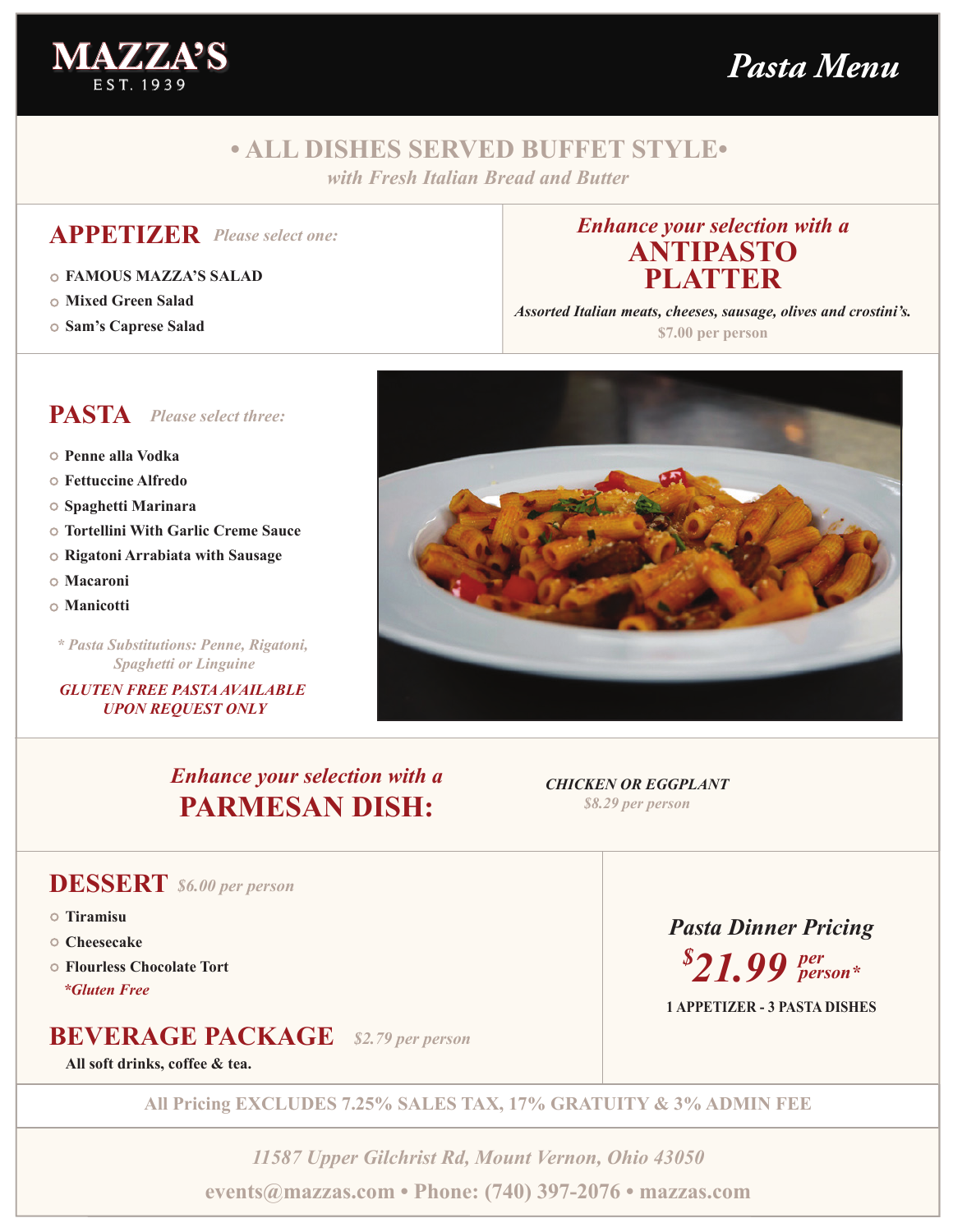# MAZZA'S

EST. 1939

## *Pasta Menu*

**• ALL DISHES SERVED BUFFET STYLE•**

***with Fresh Italian Bread and Butter***

## APPETIZER *Please select one:*

- FAMOUS MAZZA'S SALAD
- Mixed Green Salad
- Sam's Caprese Salad

*Enhance your selection with a*

## ANTIPASTO PLATTER

***Assorted Italian meats, cheeses, sausage, olives and crostini's.***

**$7.00 per person**

## PASTA *Please select three:*

- Penne alla Vodka
- Fettuccine Alfredo
- Spaghetti Marinara
- Tortellini With Garlic Creme Sauce
- Rigatoni Arrabiata with Sausage
- Macaroni
- Manicotti

*\* Pasta Substitutions: Penne, Rigatoni, Spaghetti or Linguine*

***GLUTEN FREE PASTA AVAILABLE UPON REQUEST ONLY***

*Enhance your selection with a*

## PARMESAN DISH:

***CHICKEN OR EGGPLANT***

*$8.29 per person*

## DESSERT *$6.00 per person*

- Tiramisu
- Cheesecake
- Flourless Chocolate Tort
  *\*Gluten Free*

## BEVERAGE PACKAGE *$2.79 per person*

**All soft drinks, coffee & tea.**

*Pasta Dinner Pricing*

***$21.99 per person\****

**1 APPETIZER - 3 PASTA DISHES**

**All Pricing EXCLUDES 7.25% SALES TAX, 17% GRATUITY & 3% ADMIN FEE**

*11587 Upper Gilchrist Rd, Mount Vernon, Ohio 43050*

**events@mazzas.com • Phone: (740) 397-2076 • mazzas.com**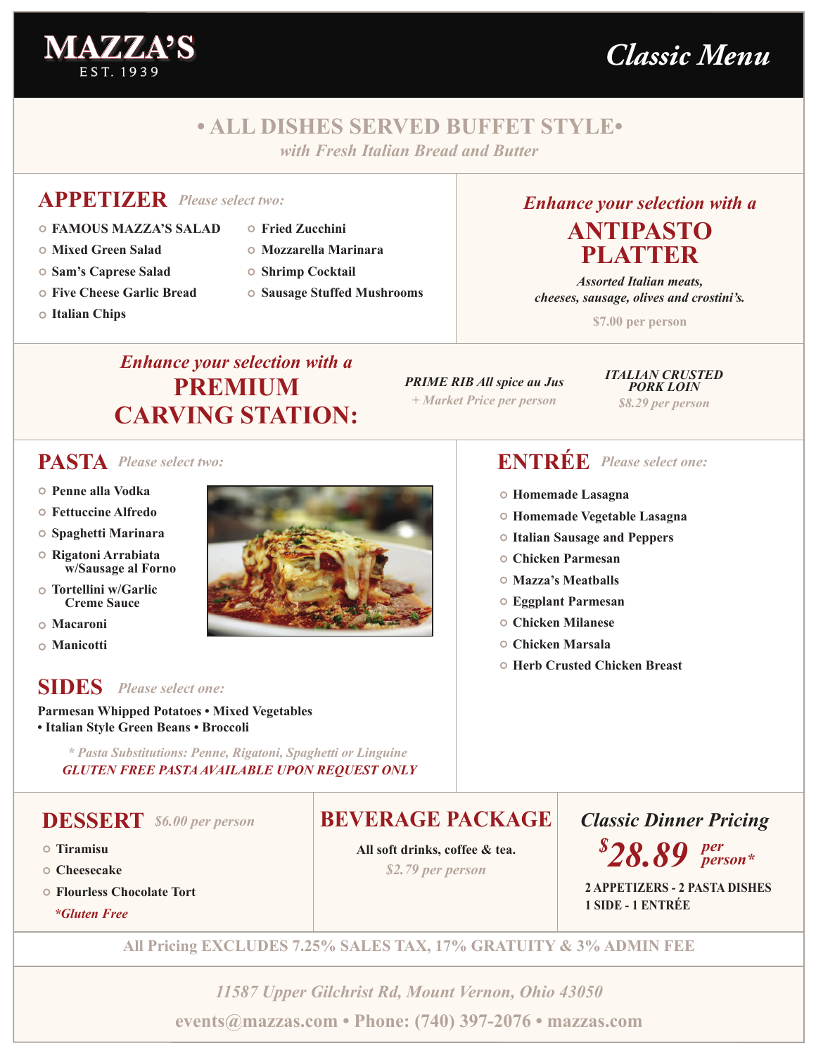# MAZZA'S

EST. 1939

# *Classic Menu*

## • ALL DISHES SERVED BUFFET STYLE•

*with Fresh Italian Bread and Butter*

## APPETIZER *Please select two:*

- FAMOUS MAZZA'S SALAD
- Mixed Green Salad
- Sam's Caprese Salad
- Five Cheese Garlic Bread
- Italian Chips
- Fried Zucchini
- Mozzarella Marinara
- Shrimp Cocktail
- Sausage Stuffed Mushrooms

*Enhance your selection with a*

## ANTIPASTO PLATTER

*Assorted Italian meats, cheeses, sausage, olives and crostini's.*

$7.00 per person

*Enhance your selection with a*

## PREMIUM CARVING STATION:

***PRIME RIB All spice au Jus***
*+ Market Price per person*

***ITALIAN CRUSTED PORK LOIN***
*$8.29 per person*

## PASTA *Please select two:*

- Penne alla Vodka
- Fettuccine Alfredo
- Spaghetti Marinara
- Rigatoni Arrabiata w/Sausage al Forno
- Tortellini w/Garlic Creme Sauce
- Macaroni
- Manicotti

## SIDES *Please select one:*

**Parmesan Whipped Potatoes • Mixed Vegetables • Italian Style Green Beans • Broccoli**

*\* Pasta Substitutions: Penne, Rigatoni, Spaghetti or Linguine*

***GLUTEN FREE PASTA AVAILABLE UPON REQUEST ONLY***

## ENTRÉE *Please select one:*

- Homemade Lasagna
- Homemade Vegetable Lasagna
- Italian Sausage and Peppers
- Chicken Parmesan
- Mazza's Meatballs
- Eggplant Parmesan
- Chicken Milanese
- Chicken Marsala
- Herb Crusted Chicken Breast

## DESSERT *$6.00 per person*

- Tiramisu
- Cheesecake
- Flourless Chocolate Tort

*\*Gluten Free*

## BEVERAGE PACKAGE

**All soft drinks, coffee & tea.**

*$2.79 per person*

## *Classic Dinner Pricing*

***$28.89 per person\****

**2 APPETIZERS - 2 PASTA DISHES**
**1 SIDE - 1 ENTRÉE**

**All Pricing EXCLUDES 7.25% SALES TAX, 17% GRATUITY & 3% ADMIN FEE**

*11587 Upper Gilchrist Rd, Mount Vernon, Ohio 43050*

**events@mazzas.com • Phone: (740) 397-2076 • mazzas.com**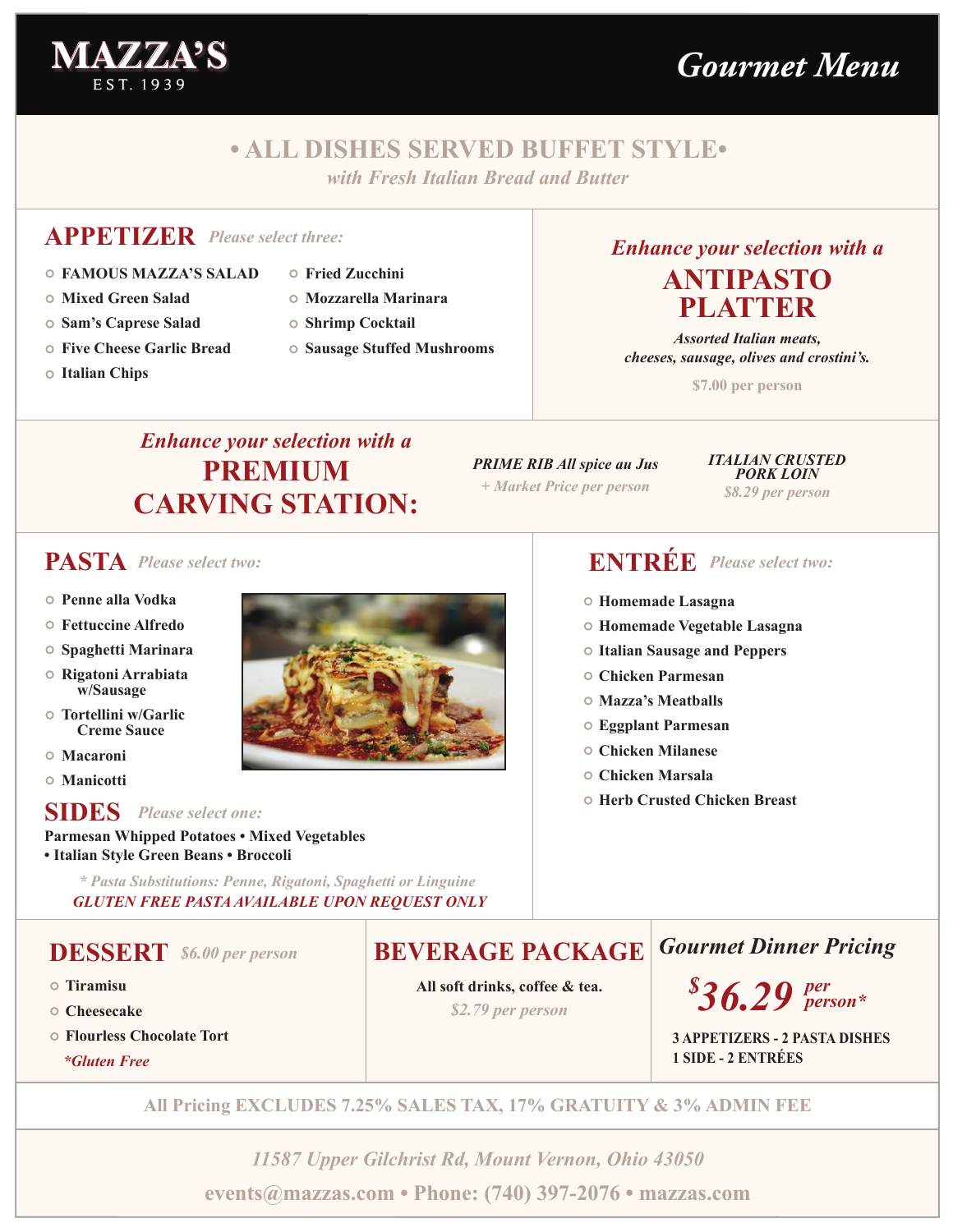# MAZZA'S
EST. 1939

# Gourmet Menu

## • ALL DISHES SERVED BUFFET STYLE•

*with Fresh Italian Bread and Butter*

## APPETIZER *Please select three:*

- FAMOUS MAZZA'S SALAD
- Mixed Green Salad
- Sam's Caprese Salad
- Five Cheese Garlic Bread
- Italian Chips
- Fried Zucchini
- Mozzarella Marinara
- Shrimp Cocktail
- Sausage Stuffed Mushrooms

*Enhance your selection with a*

## ANTIPASTO PLATTER

*Assorted Italian meats, cheeses, sausage, olives and crostini's.*

$7.00 per person

*Enhance your selection with a*

## PREMIUM CARVING STATION:

*PRIME RIB All spice au Jus*
*+ Market Price per person*

*ITALIAN CRUSTED PORK LOIN*
*$8.29 per person*

## PASTA *Please select two:*

- Penne alla Vodka
- Fettuccine Alfredo
- Spaghetti Marinara
- Rigatoni Arrabiata w/Sausage
- Tortellini w/Garlic Creme Sauce
- Macaroni
- Manicotti

## SIDES *Please select one:*

Parmesan Whipped Potatoes • Mixed Vegetables • Italian Style Green Beans • Broccoli

*\* Pasta Substitutions: Penne, Rigatoni, Spaghetti or Linguine*
*GLUTEN FREE PASTA AVAILABLE UPON REQUEST ONLY*

## ENTRÉE *Please select two:*

- Homemade Lasagna
- Homemade Vegetable Lasagna
- Italian Sausage and Peppers
- Chicken Parmesan
- Mazza's Meatballs
- Eggplant Parmesan
- Chicken Milanese
- Chicken Marsala
- Herb Crusted Chicken Breast

## DESSERT *$6.00 per person*

- Tiramisu
- Cheesecake
- Flourless Chocolate Tort

*\*Gluten Free*

## BEVERAGE PACKAGE

All soft drinks, coffee & tea.
*$2.79 per person*

## Gourmet Dinner Pricing

***$36.29 per person\****

3 APPETIZERS - 2 PASTA DISHES
1 SIDE - 2 ENTRÉES

All Pricing EXCLUDES 7.25% SALES TAX, 17% GRATUITY & 3% ADMIN FEE

*11587 Upper Gilchrist Rd, Mount Vernon, Ohio 43050*

events@mazzas.com • Phone: (740) 397-2076 • mazzas.com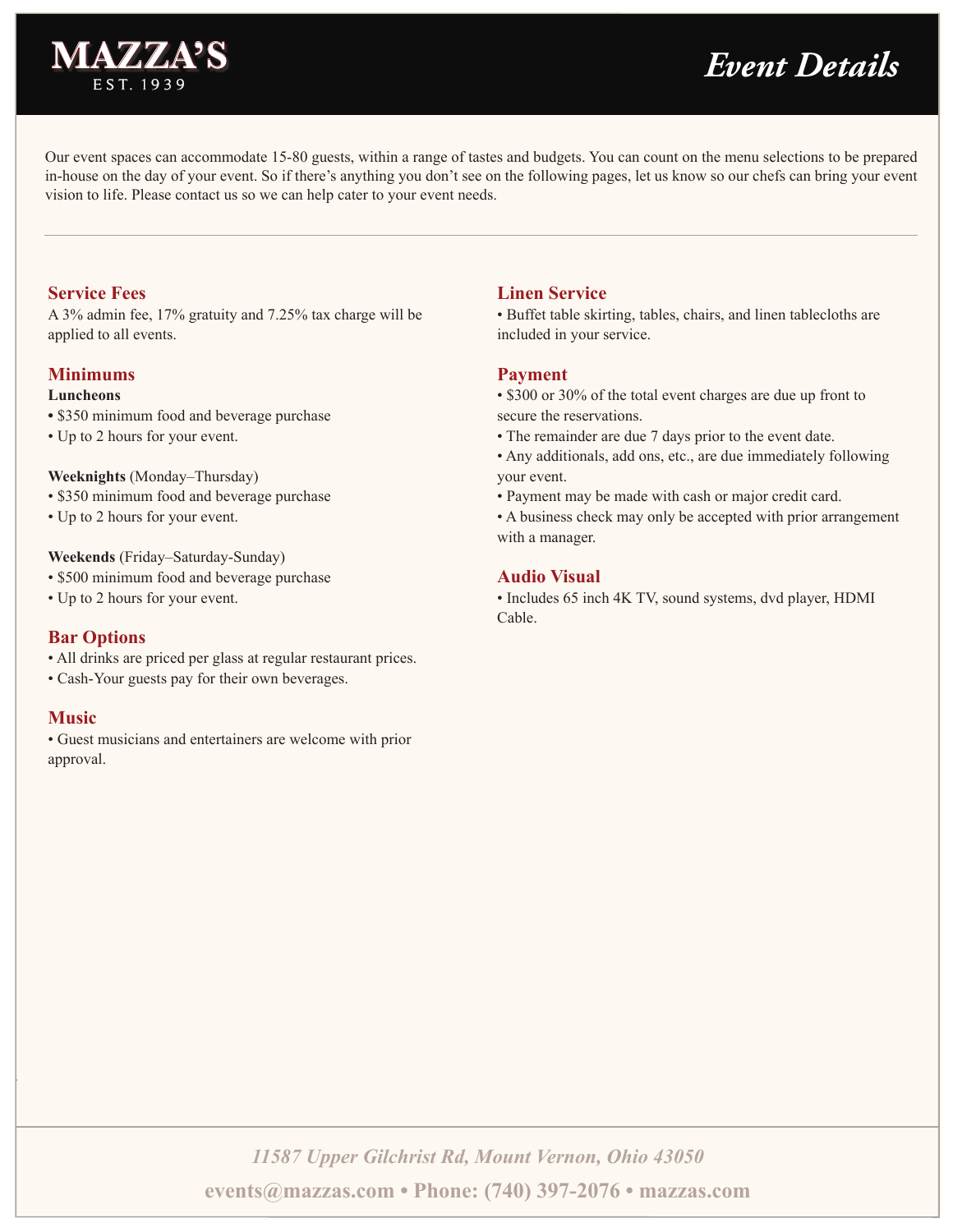MAZZA'S
EST. 1939

# Event Details

Our event spaces can accommodate 15-80 guests, within a range of tastes and budgets. You can count on the menu selections to be prepared in-house on the day of your event. So if there's anything you don't see on the following pages, let us know so our chefs can bring your event vision to life. Please contact us so we can help cater to your event needs.

---

## Service Fees

A 3% admin fee, 17% gratuity and 7.25% tax charge will be applied to all events.

## Minimums

**Luncheons**
- $350 minimum food and beverage purchase
- Up to 2 hours for your event.

**Weeknights** (Monday–Thursday)
- $350 minimum food and beverage purchase
- Up to 2 hours for your event.

**Weekends** (Friday–Saturday-Sunday)
- $500 minimum food and beverage purchase
- Up to 2 hours for your event.

## Bar Options

- All drinks are priced per glass at regular restaurant prices.
- Cash-Your guests pay for their own beverages.

## Music

- Guest musicians and entertainers are welcome with prior approval.

## Linen Service

- Buffet table skirting, tables, chairs, and linen tablecloths are included in your service.

## Payment

- $300 or 30% of the total event charges are due up front to secure the reservations.
- The remainder are due 7 days prior to the event date.
- Any additionals, add ons, etc., are due immediately following your event.
- Payment may be made with cash or major credit card.
- A business check may only be accepted with prior arrangement with a manager.

## Audio Visual

- Includes 65 inch 4K TV, sound systems, dvd player, HDMI Cable.

*11587 Upper Gilchrist Rd, Mount Vernon, Ohio 43050*

events@mazzas.com • Phone: (740) 397-2076 • mazzas.com